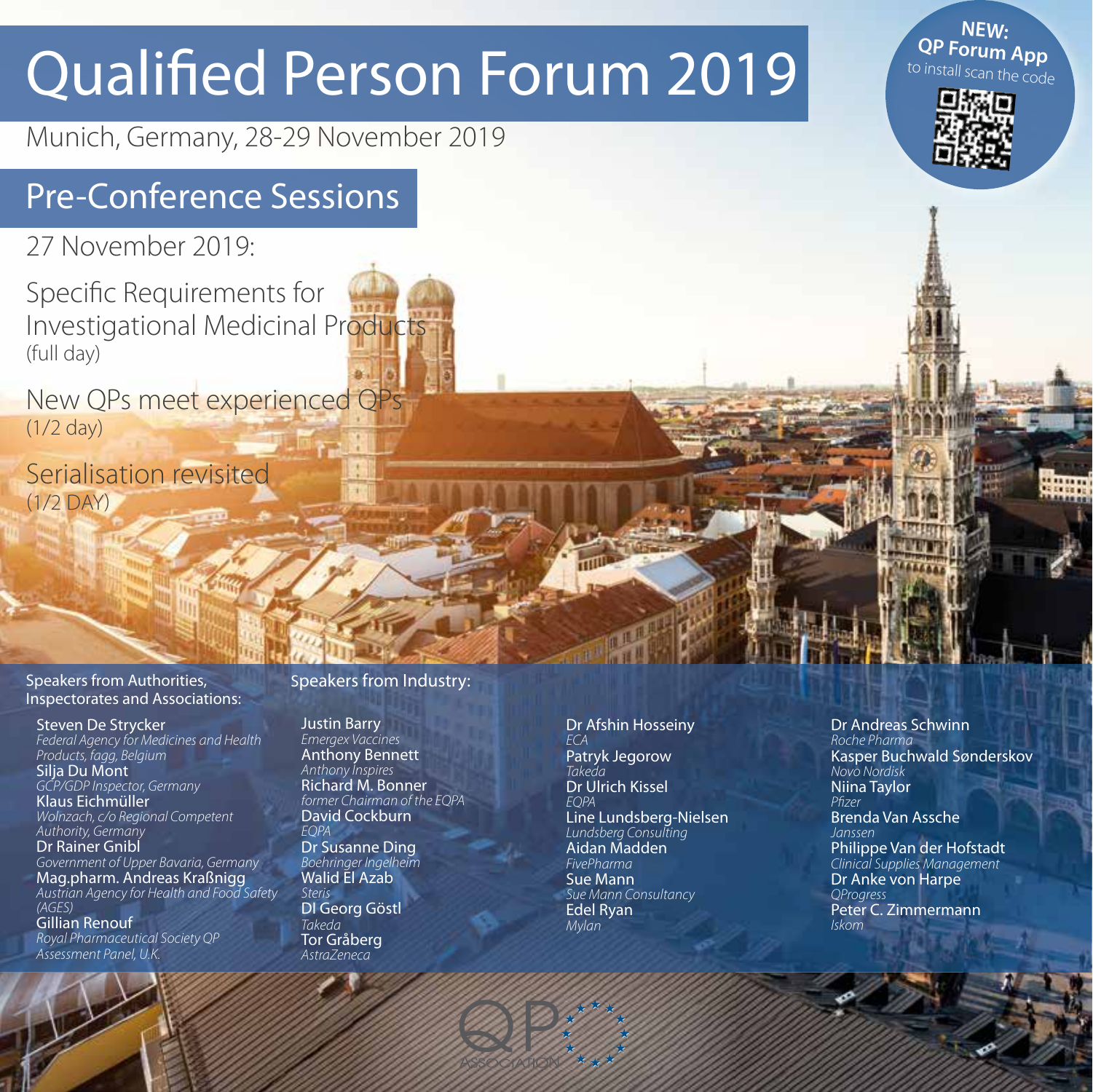# Qualified Person Forum 2019

Munich, Germany, 28-29 November 2019

**NEW: QP Forum App**
to install scan the code

## Pre-Conference Sessions

27 November 2019:

Specific Requirements for Investigational Medicinal Products
(full day)

New QPs meet experienced QPs
(1/2 day)

Serialisation revisited
(1/2 DAY)

### Speakers from Authorities, Inspectorates and Associations:

**Steven De Strycker**
*Federal Agency for Medicines and Health Products, fagg, Belgium*

**Silja Du Mont**
*GCP/GDP Inspector, Germany*

**Klaus Eichmüller**
*Wolnzach, c/o Regional Competent Authority, Germany*

**Dr Rainer Gnibl**
*Government of Upper Bavaria, Germany*

**Mag.pharm. Andreas Kraßnigg**
*Austrian Agency for Health and Food Safety (AGES)*

**Gillian Renouf**
*Royal Pharmaceutical Society QP Assessment Panel, U.K.*

### Speakers from Industry:

**Justin Barry**
*Emergex Vaccines*

**Anthony Bennett**
*Anthony Inspires*

**Richard M. Bonner**
*former Chairman of the EQPA*

**David Cockburn**
*EQPA*

**Dr Susanne Ding**
*Boehringer Ingelheim*

**Walid El Azab**
*Steris*

**DI Georg Göstl**
*Takeda*

**Tor Gråberg**
*AstraZeneca*

**Dr Afshin Hosseiny**
*ECA*

**Patryk Jegorow**
*Takeda*

**Dr Ulrich Kissel**
*EQPA*

**Line Lundsberg-Nielsen**
*Lundsberg Consulting*

**Aidan Madden**
*FivePharma*

**Sue Mann**
*Sue Mann Consultancy*

**Edel Ryan**
*Mylan*

**Dr Andreas Schwinn**
*Roche Pharma*

**Kasper Buchwald Sønderskov**
*Novo Nordisk*

**Niina Taylor**
*Pfizer*

**Brenda Van Assche**
*Janssen*

**Philippe Van der Hofstadt**
*Clinical Supplies Management*

**Dr Anke von Harpe**
*QProgress*

**Peter C. Zimmermann**
*Iskom*

QP ASSOCIATION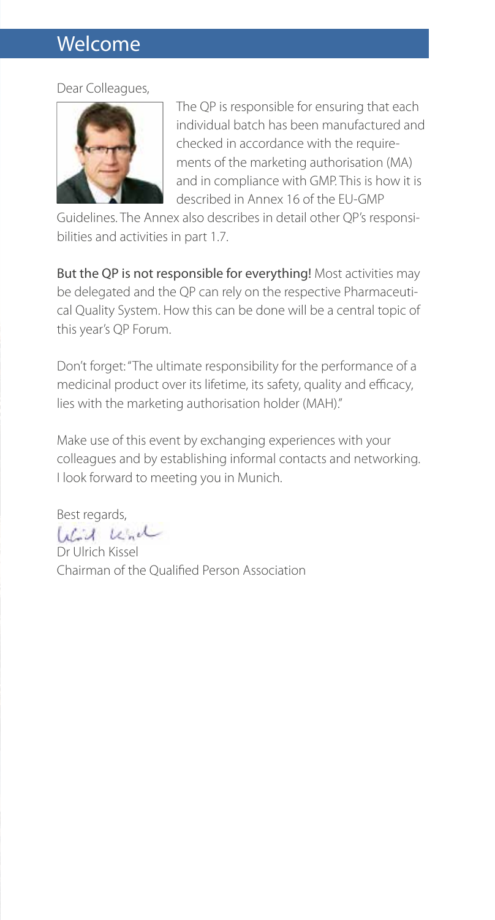# Welcome

Dear Colleagues,

The QP is responsible for ensuring that each individual batch has been manufactured and checked in accordance with the requirements of the marketing authorisation (MA) and in compliance with GMP. This is how it is described in Annex 16 of the EU-GMP Guidelines. The Annex also describes in detail other QP's responsibilities and activities in part 1.7.

But the QP is not responsible for everything! Most activities may be delegated and the QP can rely on the respective Pharmaceutical Quality System. How this can be done will be a central topic of this year's QP Forum.

Don't forget: "The ultimate responsibility for the performance of a medicinal product over its lifetime, its safety, quality and efficacy, lies with the marketing authorisation holder (MAH)."

Make use of this event by exchanging experiences with your colleagues and by establishing informal contacts and networking. I look forward to meeting you in Munich.

Best regards,

Dr Ulrich Kissel
Chairman of the Qualified Person Association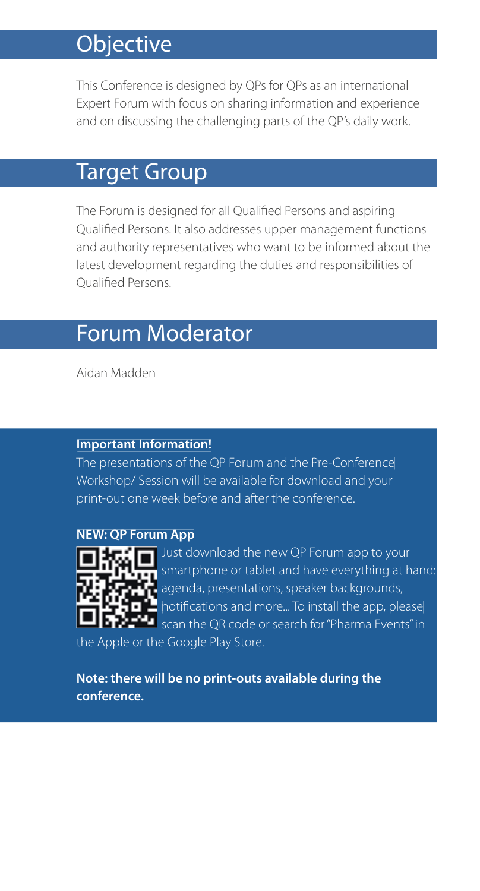## Objective

This Conference is designed by QPs for QPs as an international Expert Forum with focus on sharing information and experience and on discussing the challenging parts of the QP's daily work.

## Target Group

The Forum is designed for all Qualified Persons and aspiring Qualified Persons. It also addresses upper management functions and authority representatives who want to be informed about the latest development regarding the duties and responsibilities of Qualified Persons.

## Forum Moderator

Aidan Madden

**Important Information!**

The presentations of the QP Forum and the Pre-Conference Workshop/ Session will be available for download and your print-out one week before and after the conference.

**NEW: QP Forum App**

Just download the new QP Forum app to your smartphone or tablet and have everything at hand: agenda, presentations, speaker backgrounds, notifications and more... To install the app, please scan the QR code or search for "Pharma Events" in the Apple or the Google Play Store.

**Note: there will be no print-outs available during the conference.**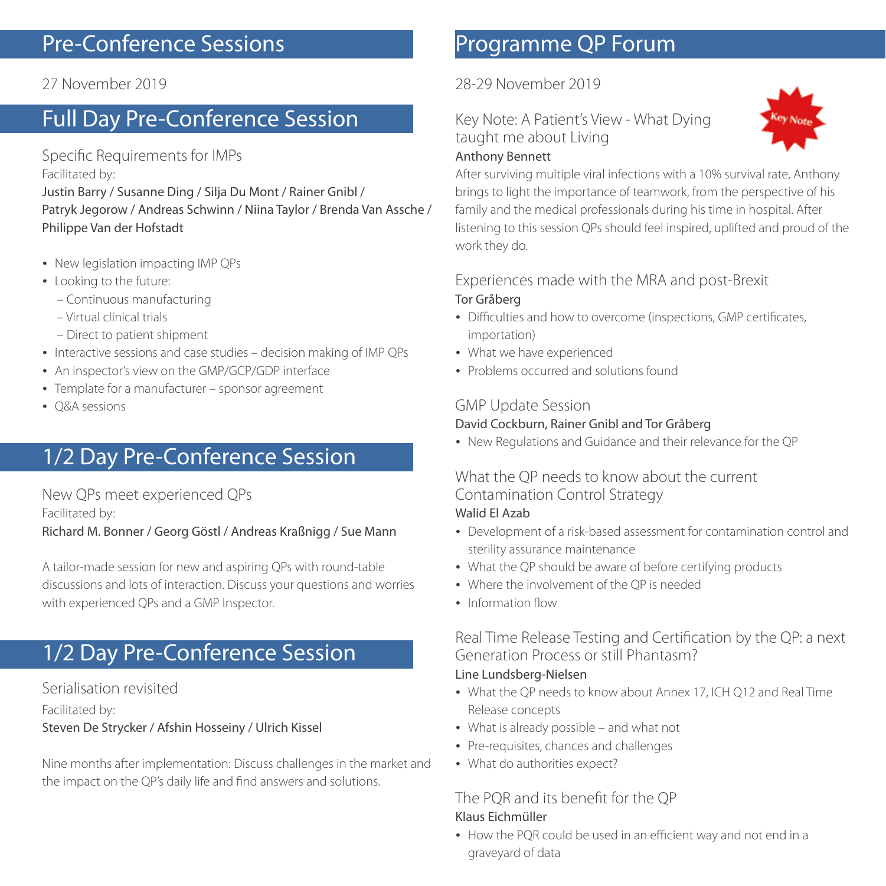## Pre-Conference Sessions

27 November 2019

## Full Day Pre-Conference Session

### Specific Requirements for IMPs

Facilitated by:

Justin Barry / Susanne Ding / Silja Du Mont / Rainer Gnibl / Patryk Jegorow / Andreas Schwinn / Niina Taylor / Brenda Van Assche / Philippe Van der Hofstadt

- New legislation impacting IMP QPs
- Looking to the future:
  - Continuous manufacturing
  - Virtual clinical trials
  - Direct to patient shipment
- Interactive sessions and case studies – decision making of IMP QPs
- An inspector's view on the GMP/GCP/GDP interface
- Template for a manufacturer – sponsor agreement
- Q&A sessions

## 1/2 Day Pre-Conference Session

### New QPs meet experienced QPs

Facilitated by:

Richard M. Bonner / Georg Göstl / Andreas Kraßnigg / Sue Mann

A tailor-made session for new and aspiring QPs with round-table discussions and lots of interaction. Discuss your questions and worries with experienced QPs and a GMP Inspector.

## 1/2 Day Pre-Conference Session

### Serialisation revisited

Facilitated by:

Steven De Strycker / Afshin Hosseiny / Ulrich Kissel

Nine months after implementation: Discuss challenges in the market and the impact on the QP's daily life and find answers and solutions.

## Programme QP Forum

28-29 November 2019

### Key Note: A Patient's View - What Dying taught me about Living

Key Note

**Anthony Bennett**

After surviving multiple viral infections with a 10% survival rate, Anthony brings to light the importance of teamwork, from the perspective of his family and the medical professionals during his time in hospital. After listening to this session QPs should feel inspired, uplifted and proud of the work they do.

### Experiences made with the MRA and post-Brexit

**Tor Gråberg**

- Difficulties and how to overcome (inspections, GMP certificates, importation)
- What we have experienced
- Problems occurred and solutions found

### GMP Update Session

**David Cockburn, Rainer Gnibl and Tor Gråberg**

- New Regulations and Guidance and their relevance for the QP

### What the QP needs to know about the current Contamination Control Strategy

**Walid El Azab**

- Development of a risk-based assessment for contamination control and sterility assurance maintenance
- What the QP should be aware of before certifying products
- Where the involvement of the QP is needed
- Information flow

### Real Time Release Testing and Certification by the QP: a next Generation Process or still Phantasm?

**Line Lundsberg-Nielsen**

- What the QP needs to know about Annex 17, ICH Q12 and Real Time Release concepts
- What is already possible – and what not
- Pre-requisites, chances and challenges
- What do authorities expect?

### The PQR and its benefit for the QP

**Klaus Eichmüller**

- How the PQR could be used in an efficient way and not end in a graveyard of data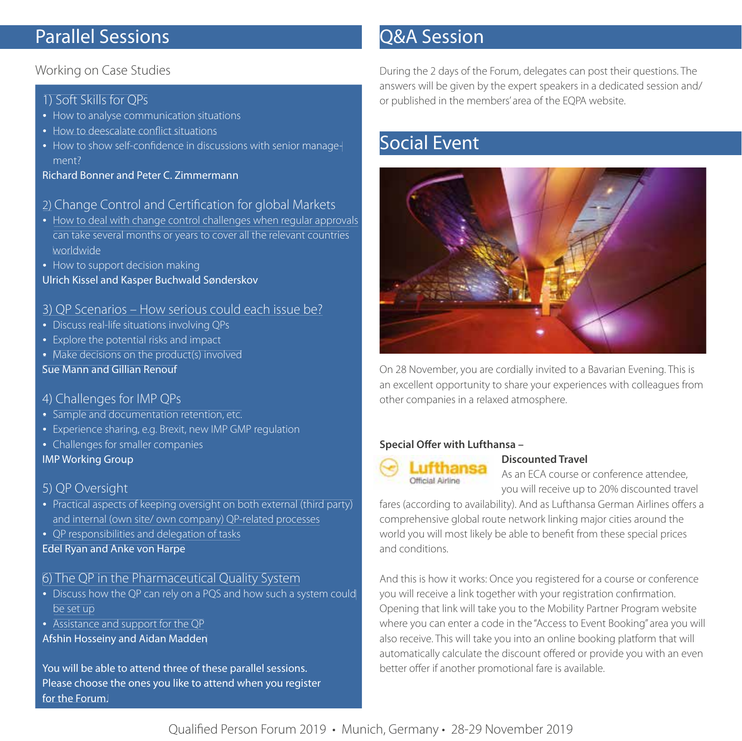## Parallel Sessions

Working on Case Studies

### 1) Soft Skills for QPs

- How to analyse communication situations
- How to deescalate conflict situations
- How to show self-confidence in discussions with senior management?

**Richard Bonner and Peter C. Zimmermann**

### 2) Change Control and Certification for global Markets

- How to deal with change control challenges when regular approvals can take several months or years to cover all the relevant countries worldwide
- How to support decision making

**Ulrich Kissel and Kasper Buchwald Sønderskov**

### 3) QP Scenarios – How serious could each issue be?

- Discuss real-life situations involving QPs
- Explore the potential risks and impact
- Make decisions on the product(s) involved

**Sue Mann and Gillian Renouf**

### 4) Challenges for IMP QPs

- Sample and documentation retention, etc.
- Experience sharing, e.g. Brexit, new IMP GMP regulation
- Challenges for smaller companies

**IMP Working Group**

### 5) QP Oversight

- Practical aspects of keeping oversight on both external (third party) and internal (own site/ own company) QP-related processes
- QP responsibilities and delegation of tasks

**Edel Ryan and Anke von Harpe**

### 6) The QP in the Pharmaceutical Quality System

- Discuss how the QP can rely on a PQS and how such a system could be set up
- Assistance and support for the QP

**Afshin Hosseiny and Aidan Madden**

**You will be able to attend three of these parallel sessions. Please choose the ones you like to attend when you register for the Forum.**

## Q&A Session

During the 2 days of the Forum, delegates can post their questions. The answers will be given by the expert speakers in a dedicated session and/or published in the members' area of the EQPA website.

## Social Event

On 28 November, you are cordially invited to a Bavarian Evening. This is an excellent opportunity to share your experiences with colleagues from other companies in a relaxed atmosphere.

**Special Offer with Lufthansa – Discounted Travel**

Lufthansa Official Airline

As an ECA course or conference attendee, you will receive up to 20% discounted travel fares (according to availability). And as Lufthansa German Airlines offers a comprehensive global route network linking major cities around the world you will most likely be able to benefit from these special prices and conditions.

And this is how it works: Once you registered for a course or conference you will receive a link together with your registration confirmation. Opening that link will take you to the Mobility Partner Program website where you can enter a code in the "Access to Event Booking" area you will also receive. This will take you into an online booking platform that will automatically calculate the discount offered or provide you with an even better offer if another promotional fare is available.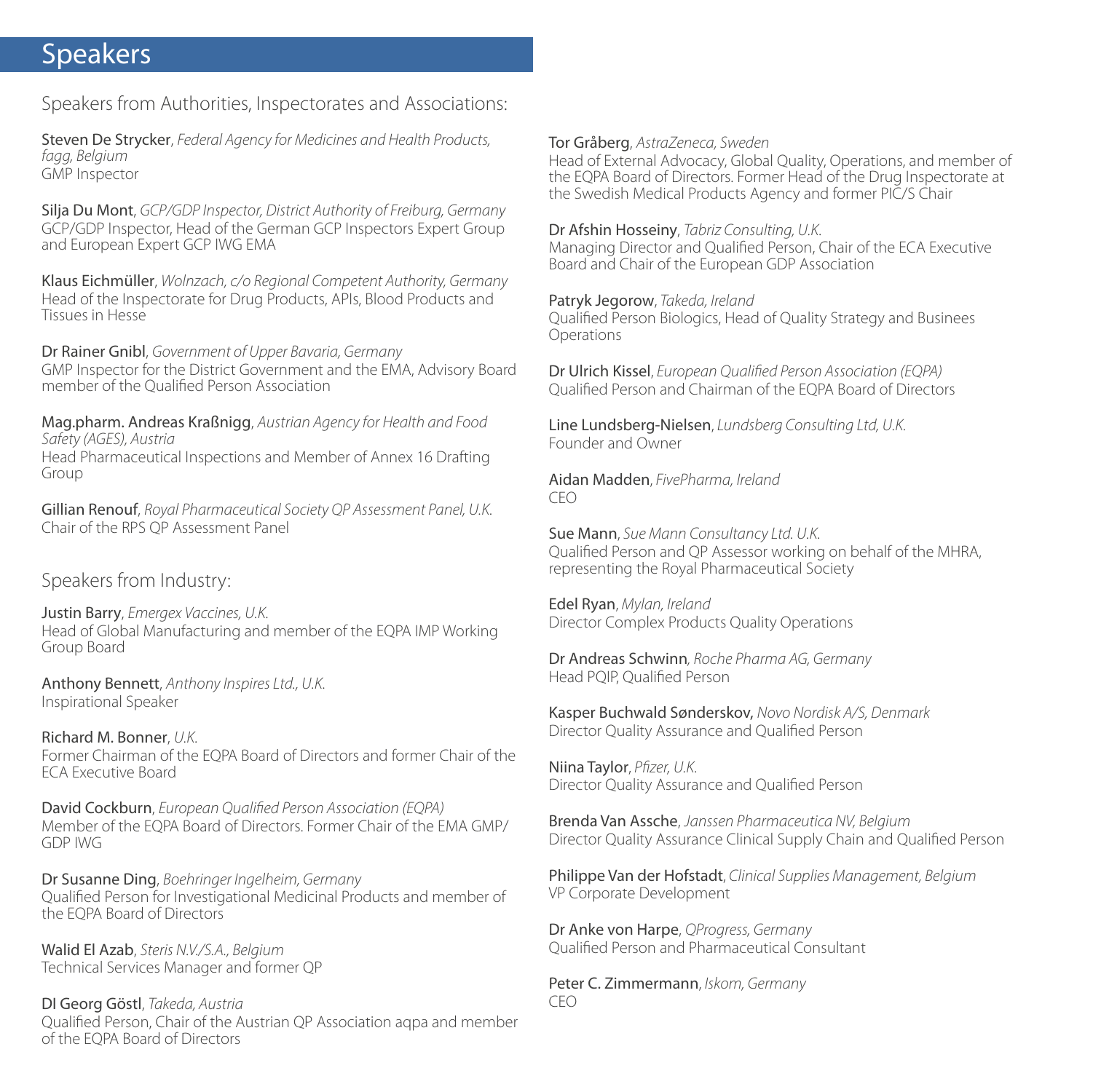# Speakers

## Speakers from Authorities, Inspectorates and Associations:

Steven De Strycker, *Federal Agency for Medicines and Health Products, fagg, Belgium*
GMP Inspector

Silja Du Mont, *GCP/GDP Inspector, District Authority of Freiburg, Germany*
GCP/GDP Inspector, Head of the German GCP Inspectors Expert Group and European Expert GCP IWG EMA

Klaus Eichmüller, *Wolnzach, c/o Regional Competent Authority, Germany*
Head of the Inspectorate for Drug Products, APIs, Blood Products and Tissues in Hesse

Dr Rainer Gnibl, *Government of Upper Bavaria, Germany*
GMP Inspector for the District Government and the EMA, Advisory Board member of the Qualified Person Association

Mag.pharm. Andreas Kraßnigg, *Austrian Agency for Health and Food Safety (AGES), Austria*
Head Pharmaceutical Inspections and Member of Annex 16 Drafting Group

Gillian Renouf, *Royal Pharmaceutical Society QP Assessment Panel, U.K.*
Chair of the RPS QP Assessment Panel

## Speakers from Industry:

Justin Barry, *Emergex Vaccines, U.K.*
Head of Global Manufacturing and member of the EQPA IMP Working Group Board

Anthony Bennett, *Anthony Inspires Ltd., U.K.*
Inspirational Speaker

Richard M. Bonner, *U.K.*
Former Chairman of the EQPA Board of Directors and former Chair of the ECA Executive Board

David Cockburn, *European Qualified Person Association (EQPA)*
Member of the EQPA Board of Directors. Former Chair of the EMA GMP/GDP IWG

Dr Susanne Ding, *Boehringer Ingelheim, Germany*
Qualified Person for Investigational Medicinal Products and member of the EQPA Board of Directors

Walid El Azab, *Steris N.V./S.A., Belgium*
Technical Services Manager and former QP

DI Georg Göstl, *Takeda, Austria*
Qualified Person, Chair of the Austrian QP Association aqpa and member of the EQPA Board of Directors

Tor Gråberg, *AstraZeneca, Sweden*
Head of External Advocacy, Global Quality, Operations, and member of the EQPA Board of Directors. Former Head of the Drug Inspectorate at the Swedish Medical Products Agency and former PIC/S Chair

Dr Afshin Hosseiny, *Tabriz Consulting, U.K.*
Managing Director and Qualified Person, Chair of the ECA Executive Board and Chair of the European GDP Association

Patryk Jegorow, *Takeda, Ireland*
Qualified Person Biologics, Head of Quality Strategy and Businees Operations

Dr Ulrich Kissel, *European Qualified Person Association (EQPA)*
Qualified Person and Chairman of the EQPA Board of Directors

Line Lundsberg-Nielsen, *Lundsberg Consulting Ltd, U.K.*
Founder and Owner

Aidan Madden, *FivePharma, Ireland*
CEO

Sue Mann, *Sue Mann Consultancy Ltd. U.K.*
Qualified Person and QP Assessor working on behalf of the MHRA, representing the Royal Pharmaceutical Society

Edel Ryan, *Mylan, Ireland*
Director Complex Products Quality Operations

Dr Andreas Schwinn*, Roche Pharma AG, Germany*
Head PQIP, Qualified Person

Kasper Buchwald Sønderskov, *Novo Nordisk A/S, Denmark*
Director Quality Assurance and Qualified Person

Niina Taylor, *Pfizer, U.K.*
Director Quality Assurance and Qualified Person

Brenda Van Assche, *Janssen Pharmaceutica NV, Belgium*
Director Quality Assurance Clinical Supply Chain and Qualified Person

Philippe Van der Hofstadt, *Clinical Supplies Management, Belgium*
VP Corporate Development

Dr Anke von Harpe, *QProgress, Germany*
Qualified Person and Pharmaceutical Consultant

Peter C. Zimmermann, *Iskom, Germany*
CEO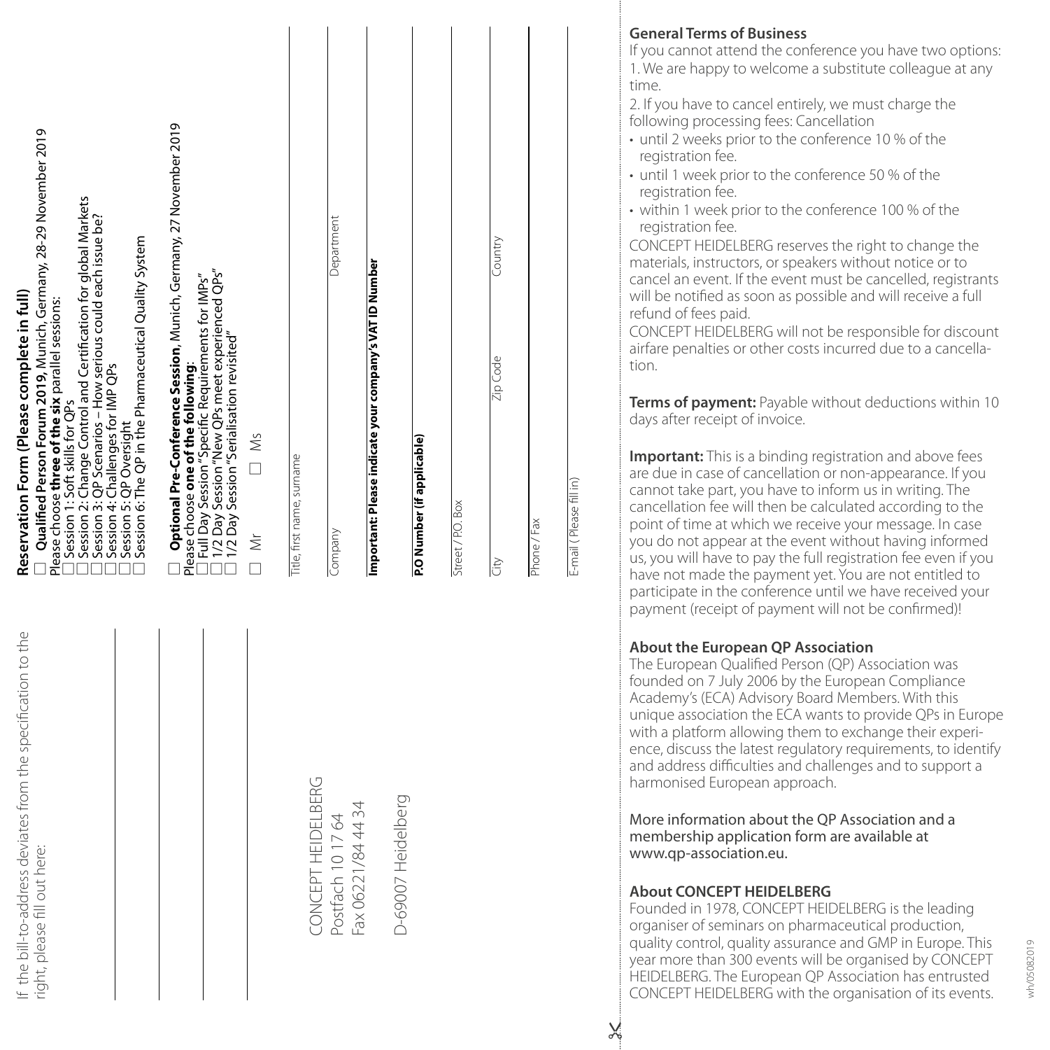If the bill-to-address deviates from the specification to the right, please fill out here:

CONCEPT HEIDELBERG
Postfach 10 17 64
Fax 06221/84 44 34

D-69007 Heidelberg

## Reservation Form (Please complete in full)

☐ **Qualified Person Forum 2019**, Munich, Germany, 28-29 November 2019
Please choose **three of the six** parallel sessions:
☐ Session 1: Soft skills for QPs
☐ Session 2: Change Control and Certification for global Markets
☐ Session 3: QP Scenarios – How serious could each issue be?
☐ Session 4: Challenges for IMP QPs
☐ Session 5: QP Oversight
☐ Session 6: The QP in the Pharmaceutical Quality System

☐ **Optional Pre-Conference Session**, Munich, Germany, 27 November 2019
Please choose **one of the following**:
☐ Full Day Session "Specific Requirements for IMPs"
☐ 1/2 Day Session "New QPs meet experienced QPs"
☐ 1/2 Day Session "Serialisation revisited"

☐ Mr ☐ Ms

Title, first name, surname

Company | Department

**Important: Please indicate your company's VAT ID Number**

**P.O Number (if applicable)**

Street / P.O. Box

City | Zip Code | Country

Phone / Fax

E-mail ( Please fill in)

### General Terms of Business

If you cannot attend the conference you have two options:
1. We are happy to welcome a substitute colleague at any time.
2. If you have to cancel entirely, we must charge the following processing fees: Cancellation

- until 2 weeks prior to the conference 10 % of the registration fee.
- until 1 week prior to the conference 50 % of the registration fee.
- within 1 week prior to the conference 100 % of the registration fee.

CONCEPT HEIDELBERG reserves the right to change the materials, instructors, or speakers without notice or to cancel an event. If the event must be cancelled, registrants will be notified as soon as possible and will receive a full refund of fees paid.

CONCEPT HEIDELBERG will not be responsible for discount airfare penalties or other costs incurred due to a cancellation.

**Terms of payment:** Payable without deductions within 10 days after receipt of invoice.

**Important:** This is a binding registration and above fees are due in case of cancellation or non-appearance. If you cannot take part, you have to inform us in writing. The cancellation fee will then be calculated according to the point of time at which we receive your message. In case you do not appear at the event without having informed us, you will have to pay the full registration fee even if you have not made the payment yet. You are not entitled to participate in the conference until we have received your payment (receipt of payment will not be confirmed)!

### About the European QP Association

The European Qualified Person (QP) Association was founded on 7 July 2006 by the European Compliance Academy's (ECA) Advisory Board Members. With this unique association the ECA wants to provide QPs in Europe with a platform allowing them to exchange their experience, discuss the latest regulatory requirements, to identify and address difficulties and challenges and to support a harmonised European approach.

More information about the QP Association and a membership application form are available at www.qp-association.eu.

### About CONCEPT HEIDELBERG

Founded in 1978, CONCEPT HEIDELBERG is the leading organiser of seminars on pharmaceutical production, quality control, quality assurance and GMP in Europe. This year more than 300 events will be organised by CONCEPT HEIDELBERG. The European QP Association has entrusted CONCEPT HEIDELBERG with the organisation of its events.

wh/05082019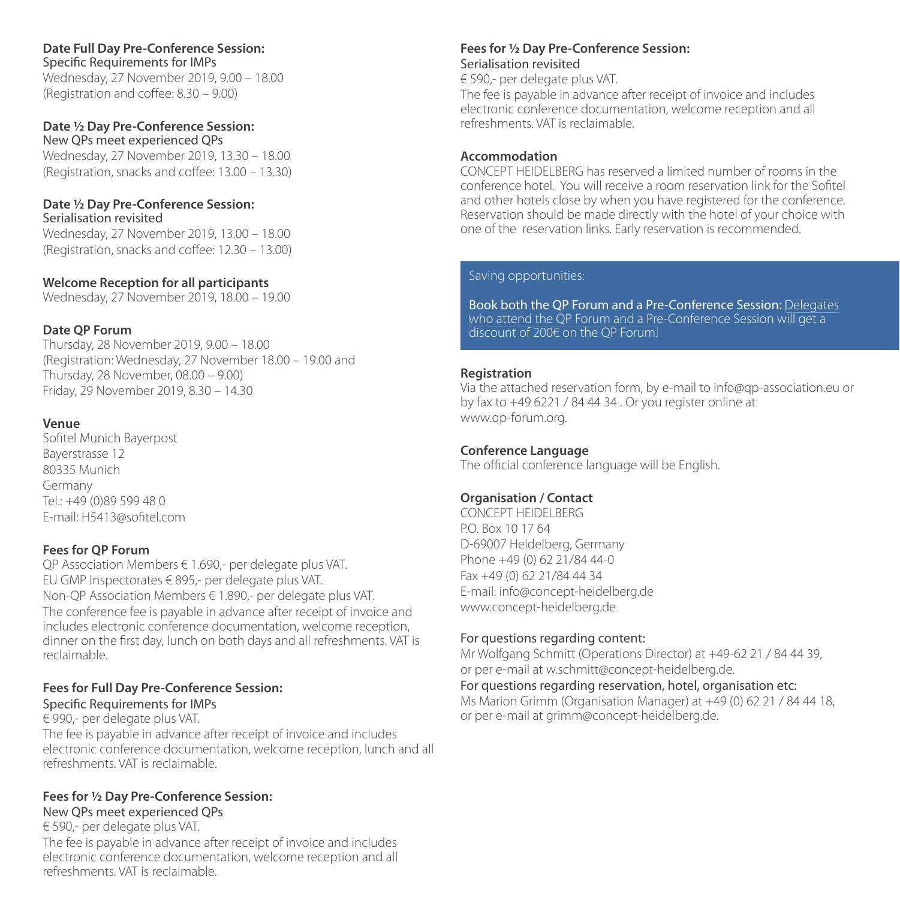**Date Full Day Pre-Conference Session:**
Specific Requirements for IMPs
Wednesday, 27 November 2019, 9.00 – 18.00
(Registration and coffee: 8.30 – 9.00)

**Date ½ Day Pre-Conference Session:**
New QPs meet experienced QPs
Wednesday, 27 November 2019, 13.30 – 18.00
(Registration, snacks and coffee: 13.00 – 13.30)

**Date ½ Day Pre-Conference Session:**
Serialisation revisited
Wednesday, 27 November 2019, 13.00 – 18.00
(Registration, snacks and coffee: 12.30 – 13.00)

**Welcome Reception for all participants**
Wednesday, 27 November 2019, 18.00 – 19.00

**Date QP Forum**
Thursday, 28 November 2019, 9.00 – 18.00
(Registration: Wednesday, 27 November 18.00 – 19.00 and Thursday, 28 November, 08.00 – 9.00)
Friday, 29 November 2019, 8.30 – 14.30

**Venue**
Sofitel Munich Bayerpost
Bayerstrasse 12
80335 Munich
Germany
Tel.: +49 (0)89 599 48 0
E-mail: H5413@sofitel.com

**Fees for QP Forum**
QP Association Members € 1.690,- per delegate plus VAT.
EU GMP Inspectorates € 895,- per delegate plus VAT.
Non-QP Association Members € 1.890,- per delegate plus VAT.
The conference fee is payable in advance after receipt of invoice and includes electronic conference documentation, welcome reception, dinner on the first day, lunch on both days and all refreshments. VAT is reclaimable.

**Fees for Full Day Pre-Conference Session:**
Specific Requirements for IMPs
€ 990,- per delegate plus VAT.
The fee is payable in advance after receipt of invoice and includes electronic conference documentation, welcome reception, lunch and all refreshments. VAT is reclaimable.

**Fees for ½ Day Pre-Conference Session:**
New QPs meet experienced QPs
€ 590,- per delegate plus VAT.
The fee is payable in advance after receipt of invoice and includes electronic conference documentation, welcome reception and all refreshments. VAT is reclaimable.

**Fees for ½ Day Pre-Conference Session:**
Serialisation revisited
€ 590,- per delegate plus VAT.
The fee is payable in advance after receipt of invoice and includes electronic conference documentation, welcome reception and all refreshments. VAT is reclaimable.

**Accommodation**
CONCEPT HEIDELBERG has reserved a limited number of rooms in the conference hotel. You will receive a room reservation link for the Sofitel and other hotels close by when you have registered for the conference. Reservation should be made directly with the hotel of your choice with one of the reservation links. Early reservation is recommended.

Saving opportunities:

Book both the QP Forum and a Pre-Conference Session: Delegates who attend the QP Forum and a Pre-Conference Session will get a discount of 200€ on the QP Forum.

**Registration**
Via the attached reservation form, by e-mail to info@qp-association.eu or by fax to +49 6221 / 84 44 34 . Or you register online at www.qp-forum.org.

**Conference Language**
The official conference language will be English.

**Organisation / Contact**
CONCEPT HEIDELBERG
P.O. Box 10 17 64
D-69007 Heidelberg, Germany
Phone +49 (0) 62 21/84 44-0
Fax +49 (0) 62 21/84 44 34
E-mail: info@concept-heidelberg.de
www.concept-heidelberg.de

For questions regarding content:
Mr Wolfgang Schmitt (Operations Director) at +49-62 21 / 84 44 39, or per e-mail at w.schmitt@concept-heidelberg.de.

For questions regarding reservation, hotel, organisation etc:
Ms Marion Grimm (Organisation Manager) at +49 (0) 62 21 / 84 44 18, or per e-mail at grimm@concept-heidelberg.de.